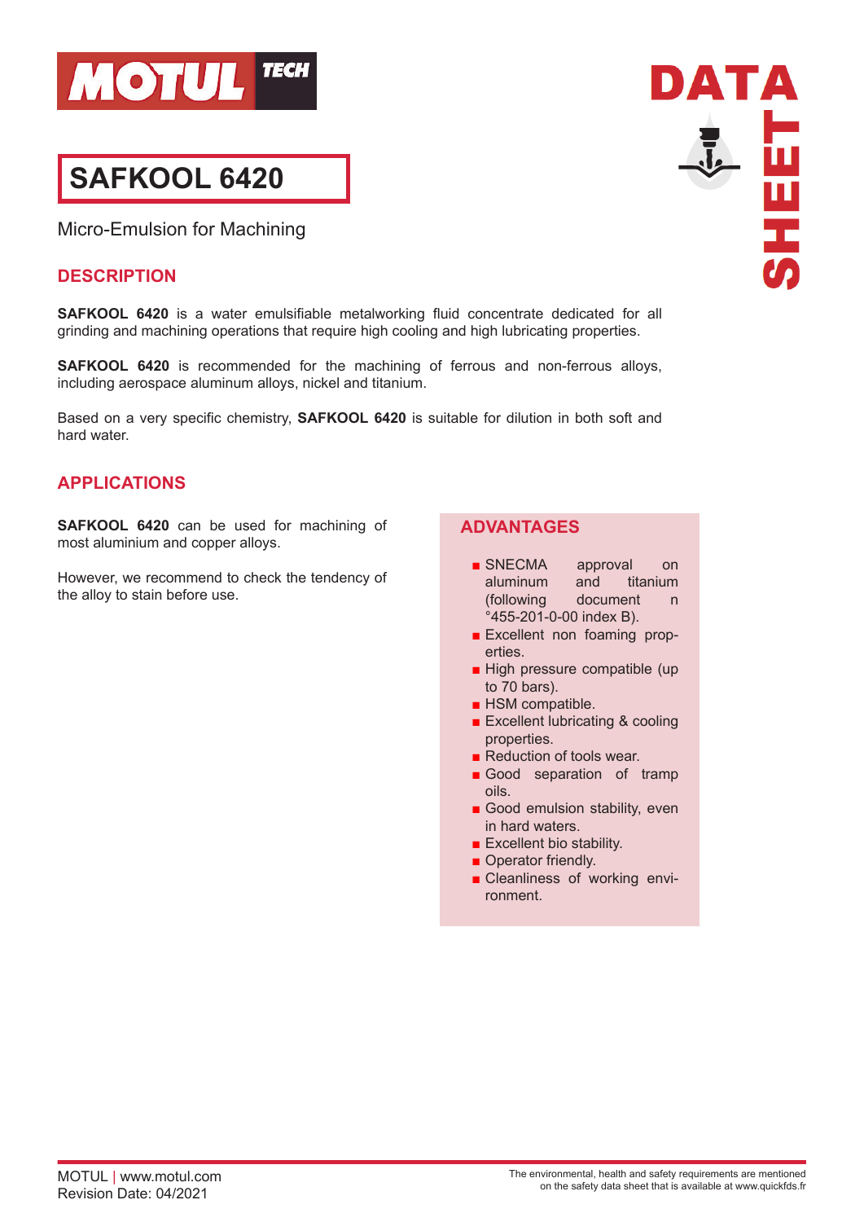# SAFKOOL 6420

Micro-Emulsion for Machining

## DESCRIPTION

**SAFKOOL 6420** is a water emulsifiable metalworking fluid concentrate dedicated for all grinding and machining operations that require high cooling and high lubricating properties.

**SAFKOOL 6420** is recommended for the machining of ferrous and non-ferrous alloys, including aerospace aluminum alloys, nickel and titanium.

Based on a very specific chemistry, **SAFKOOL 6420** is suitable for dilution in both soft and hard water.

## APPLICATIONS

**SAFKOOL 6420** can be used for machining of most aluminium and copper alloys.

However, we recommend to check the tendency of the alloy to stain before use.

## ADVANTAGES

- SNECMA approval on aluminum and titanium (following document n °455-201-0-00 index B).
- Excellent non foaming properties.
- High pressure compatible (up to 70 bars).
- HSM compatible.
- Excellent lubricating & cooling properties.
- Reduction of tools wear.
- Good separation of tramp oils.
- Good emulsion stability, even in hard waters.
- Excellent bio stability.
- Operator friendly.
- Cleanliness of working environment.

MOTUL | www.motul.com
Revision Date: 04/2021

The environmental, health and safety requirements are mentioned on the safety data sheet that is available at www.quickfds.fr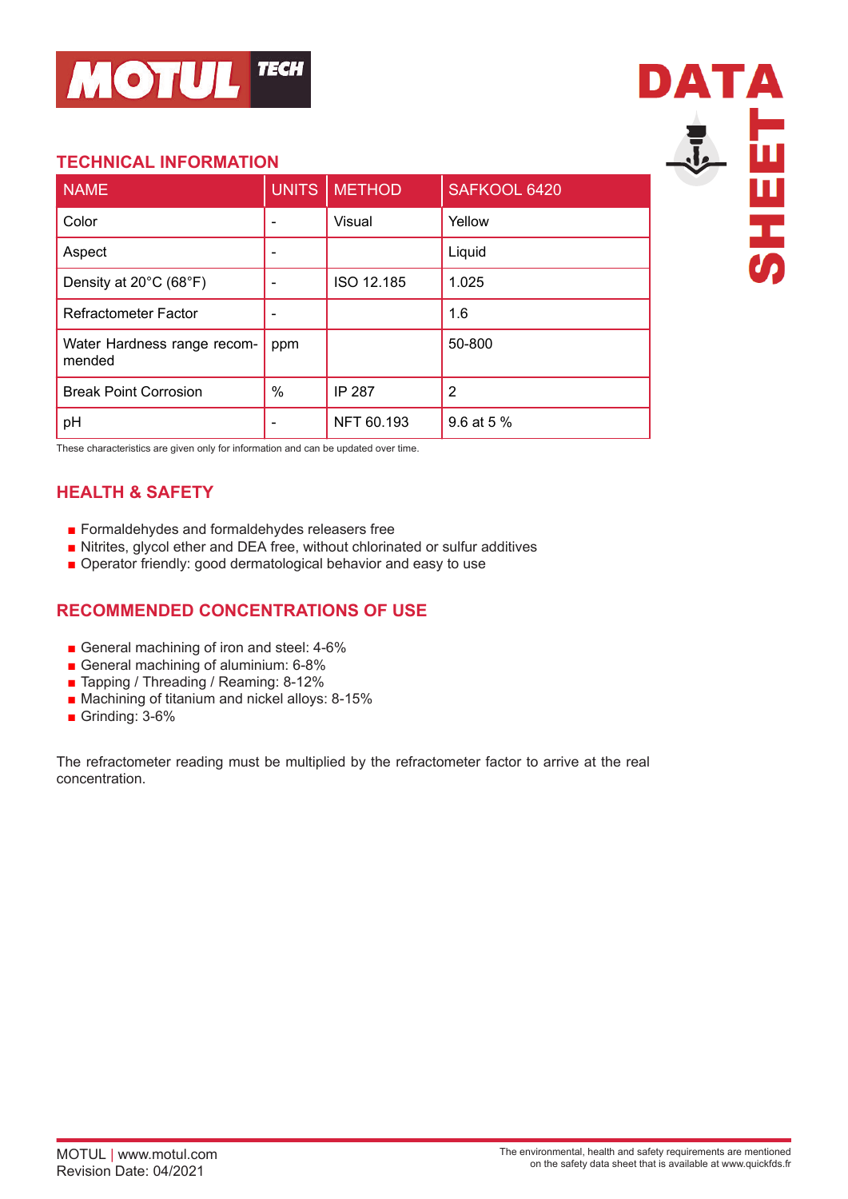## TECHNICAL INFORMATION

| NAME | UNITS | METHOD | SAFKOOL 6420 |
|---|---|---|---|
| Color | - | Visual | Yellow |
| Aspect | - | | Liquid |
| Density at 20°C (68°F) | - | ISO 12.185 | 1.025 |
| Refractometer Factor | - | | 1.6 |
| Water Hardness range recommended | ppm | | 50-800 |
| Break Point Corrosion | % | IP 287 | 2 |
| pH | - | NFT 60.193 | 9.6 at 5 % |

These characteristics are given only for information and can be updated over time.

## HEALTH & SAFETY

- Formaldehydes and formaldehydes releasers free
- Nitrites, glycol ether and DEA free, without chlorinated or sulfur additives
- Operator friendly: good dermatological behavior and easy to use

## RECOMMENDED CONCENTRATIONS OF USE

- General machining of iron and steel: 4-6%
- General machining of aluminium: 6-8%
- Tapping / Threading / Reaming: 8-12%
- Machining of titanium and nickel alloys: 8-15%
- Grinding: 3-6%

The refractometer reading must be multiplied by the refractometer factor to arrive at the real concentration.

MOTUL | www.motul.com
Revision Date: 04/2021

The environmental, health and safety requirements are mentioned on the safety data sheet that is available at www.quickfds.fr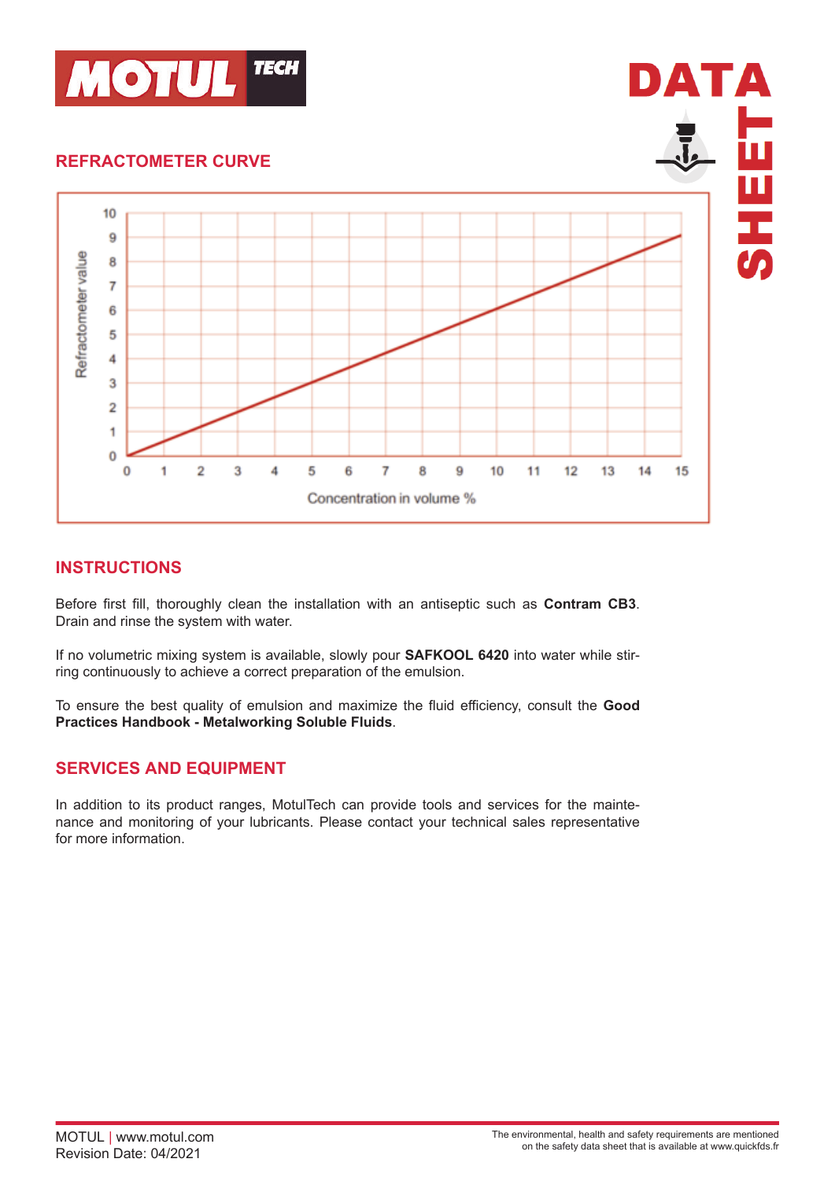## REFRACTOMETER CURVE

Refractometer value

10
9
8
7
6
5
4
3
2
1
0

0 1 2 3 4 5 6 7 8 9 10 11 12 13 14 15

Concentration in volume %

## INSTRUCTIONS

Before first fill, thoroughly clean the installation with an antiseptic such as **Contram CB3**. Drain and rinse the system with water.

If no volumetric mixing system is available, slowly pour **SAFKOOL 6420** into water while stirring continuously to achieve a correct preparation of the emulsion.

To ensure the best quality of emulsion and maximize the fluid efficiency, consult the **Good Practices Handbook - Metalworking Soluble Fluids**.

## SERVICES AND EQUIPMENT

In addition to its product ranges, MotulTech can provide tools and services for the maintenance and monitoring of your lubricants. Please contact your technical sales representative for more information.

MOTUL | www.motul.com
Revision Date: 04/2021

The environmental, health and safety requirements are mentioned on the safety data sheet that is available at www.quickfds.fr